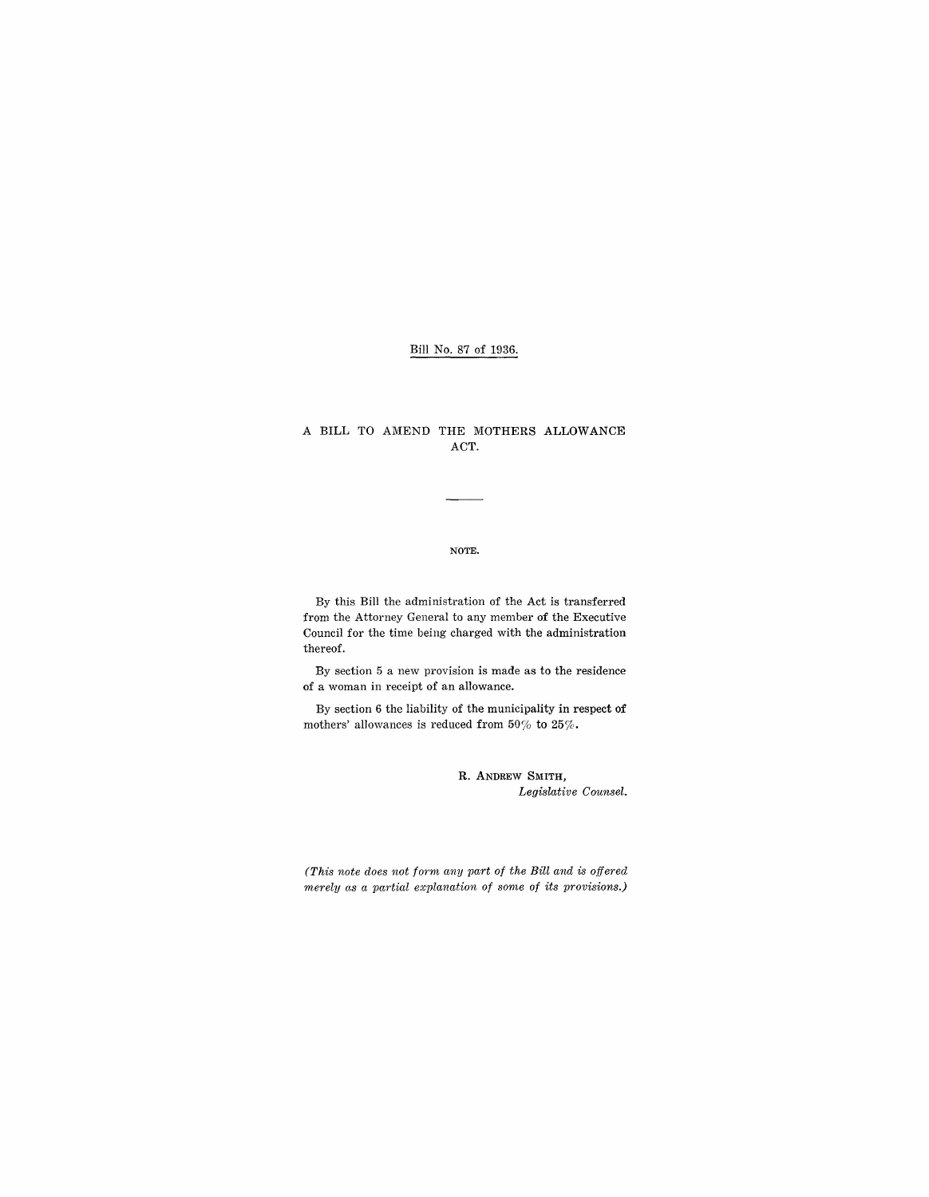Bill No. 87 of 1936.

# A BILL TO AMEND THE MOTHERS ALLOWANCE ACT.

---

NOTE.

By this Bill the administration of the Act is transferred from the Attorney General to any member of the Executive Council for the time being charged with the administration thereof.

By section 5 a new provision is made as to the residence of a woman in receipt of an allowance.

By section 6 the liability of the municipality in respect of mothers' allowances is reduced from 50% to 25%.

R. ANDREW SMITH,
*Legislative Counsel.*

*(This note does not form any part of the Bill and is offered merely as a partial explanation of some of its provisions.)*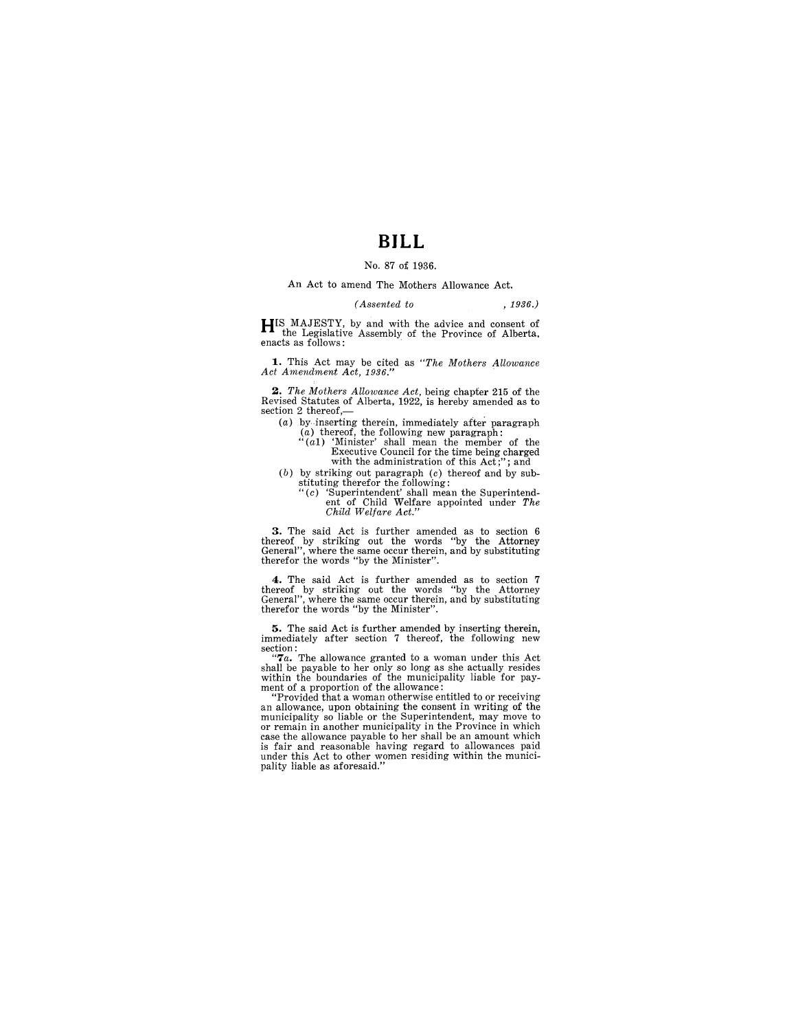# BILL

No. 87 of 1936.

An Act to amend The Mothers Allowance Act.

*(Assented to , 1936.)*

HIS MAJESTY, by and with the advice and consent of the Legislative Assembly of the Province of Alberta, enacts as follows:

**1.** This Act may be cited as *"The Mothers Allowance Act Amendment Act, 1936."*

**2.** *The Mothers Allowance Act*, being chapter 215 of the Revised Statutes of Alberta, 1922, is hereby amended as to section 2 thereof,—

(*a*) by inserting therein, immediately after paragraph (*a*) thereof, the following new paragraph:

"(*a1*) 'Minister' shall mean the member of the Executive Council for the time being charged with the administration of this Act;"; and

(*b*) by striking out paragraph (*c*) thereof and by substituting therefor the following:

"(*c*) 'Superintendent' shall mean the Superintendent of Child Welfare appointed under *The Child Welfare Act.*"

**3.** The said Act is further amended as to section 6 thereof by striking out the words "by the Attorney General", where the same occur therein, and by substituting therefor the words "by the Minister".

**4.** The said Act is further amended as to section 7 thereof by striking out the words "by the Attorney General", where the same occur therein, and by substituting therefor the words "by the Minister".

**5.** The said Act is further amended by inserting therein, immediately after section 7 thereof, the following new section:

"**7*a*.** The allowance granted to a woman under this Act shall be payable to her only so long as she actually resides within the boundaries of the municipality liable for payment of a proportion of the allowance:

"Provided that a woman otherwise entitled to or receiving an allowance, upon obtaining the consent in writing of the municipality so liable or the Superintendent, may move to or remain in another municipality in the Province in which case the allowance payable to her shall be an amount which is fair and reasonable having regard to allowances paid under this Act to other women residing within the municipality liable as aforesaid."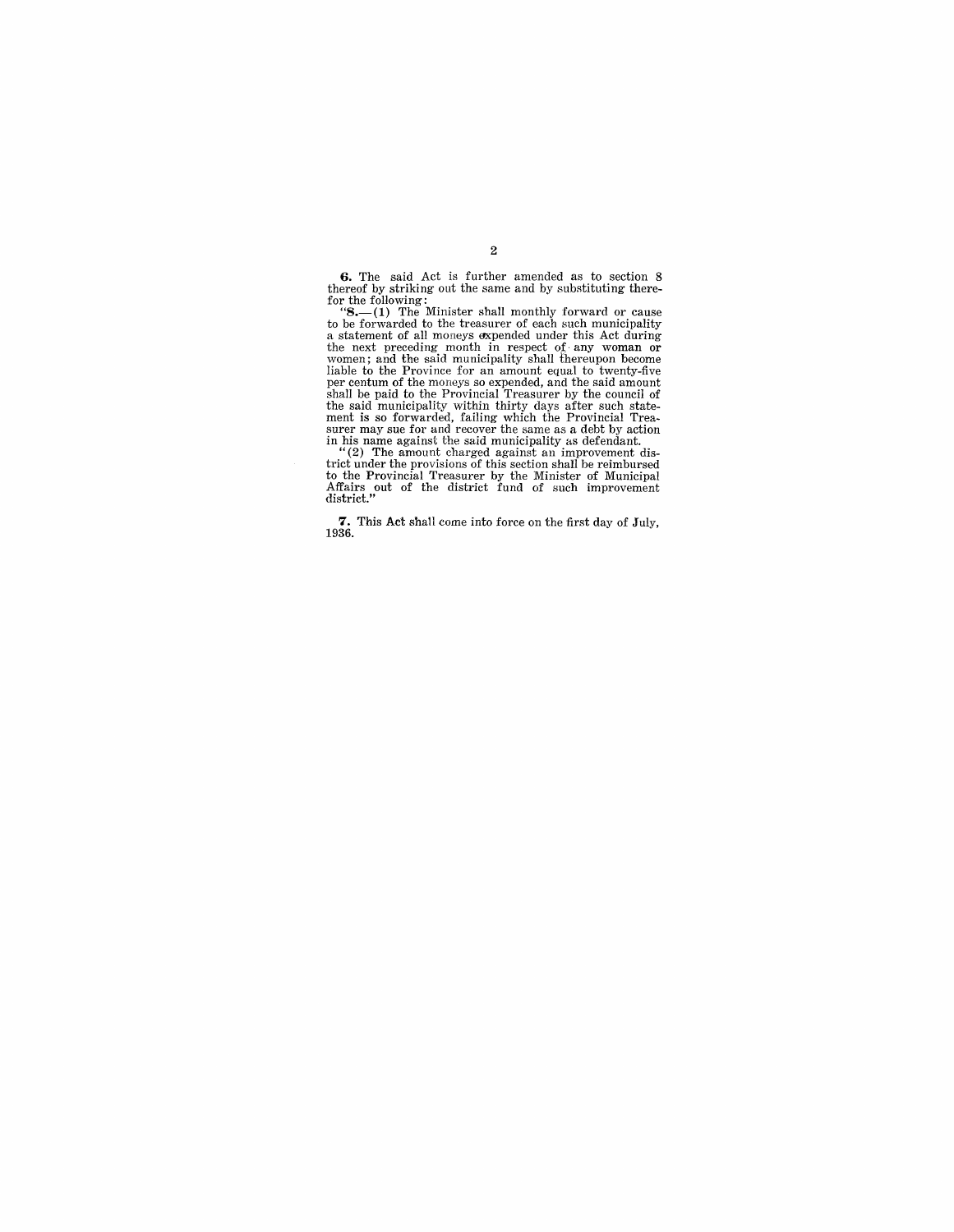**6.** The said Act is further amended as to section 8 thereof by striking out the same and by substituting therefor the following:

"**8.**—(1) The Minister shall monthly forward or cause to be forwarded to the treasurer of each such municipality a statement of all moneys expended under this Act during the next preceding month in respect of any woman or women; and the said municipality shall thereupon become liable to the Province for an amount equal to twenty-five per centum of the moneys so expended, and the said amount shall be paid to the Provincial Treasurer by the council of the said municipality within thirty days after such statement is so forwarded, failing which the Provincial Treasurer may sue for and recover the same as a debt by action in his name against the said municipality as defendant.

"(2) The amount charged against an improvement district under the provisions of this section shall be reimbursed to the Provincial Treasurer by the Minister of Municipal Affairs out of the district fund of such improvement district."

**7.** This Act shall come into force on the first day of July, 1936.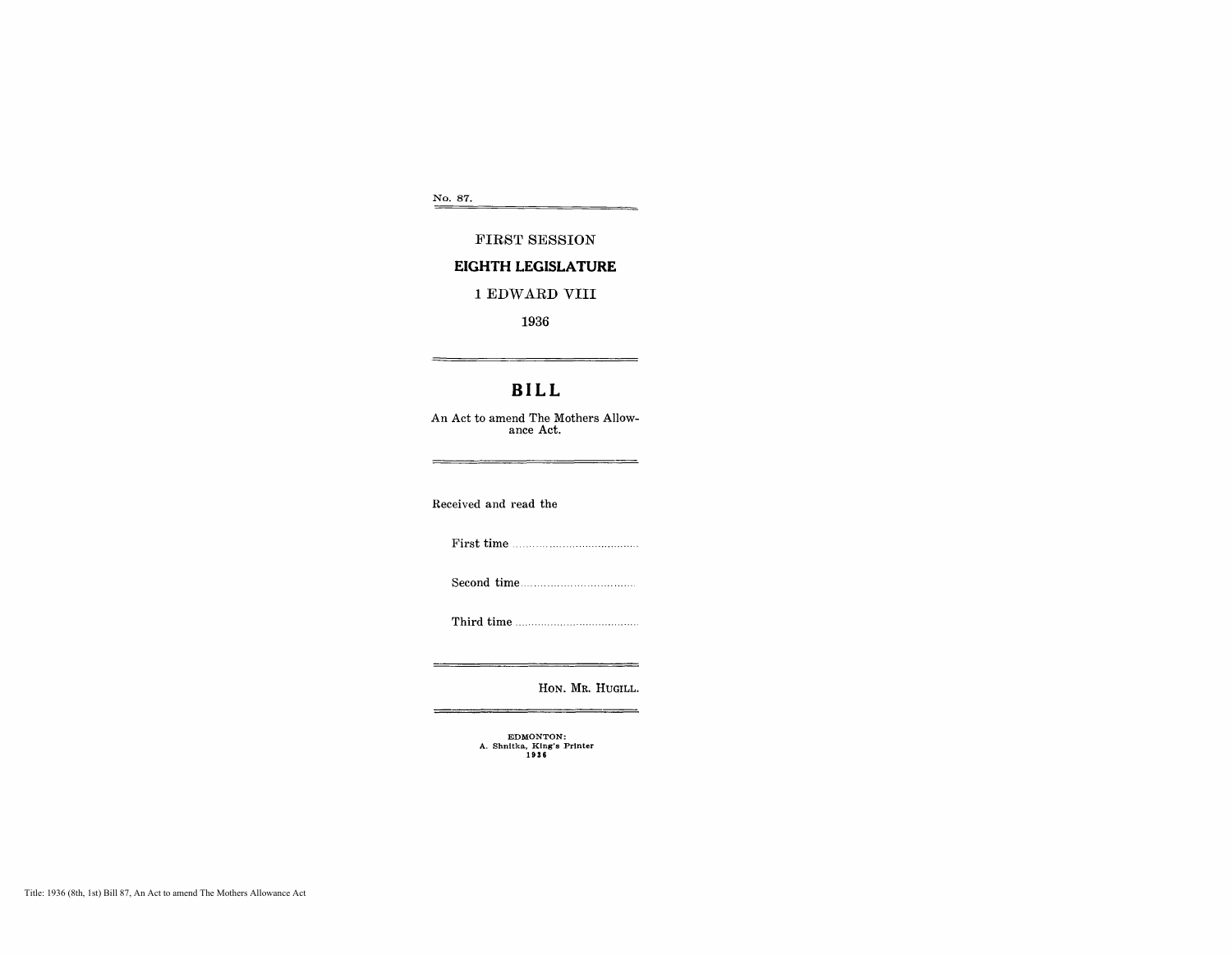No. 87.

FIRST SESSION

EIGHTH LEGISLATURE

1 EDWARD VIII

1936

# BILL

An Act to amend The Mothers Allowance Act.

Received and read the

First time ........................................

Second time ........................................

Third time ........................................

HON. MR. HUGILL.

EDMONTON:
A. Shnitka, King's Printer
1936

Title: 1936 (8th, 1st) Bill 87, An Act to amend The Mothers Allowance Act